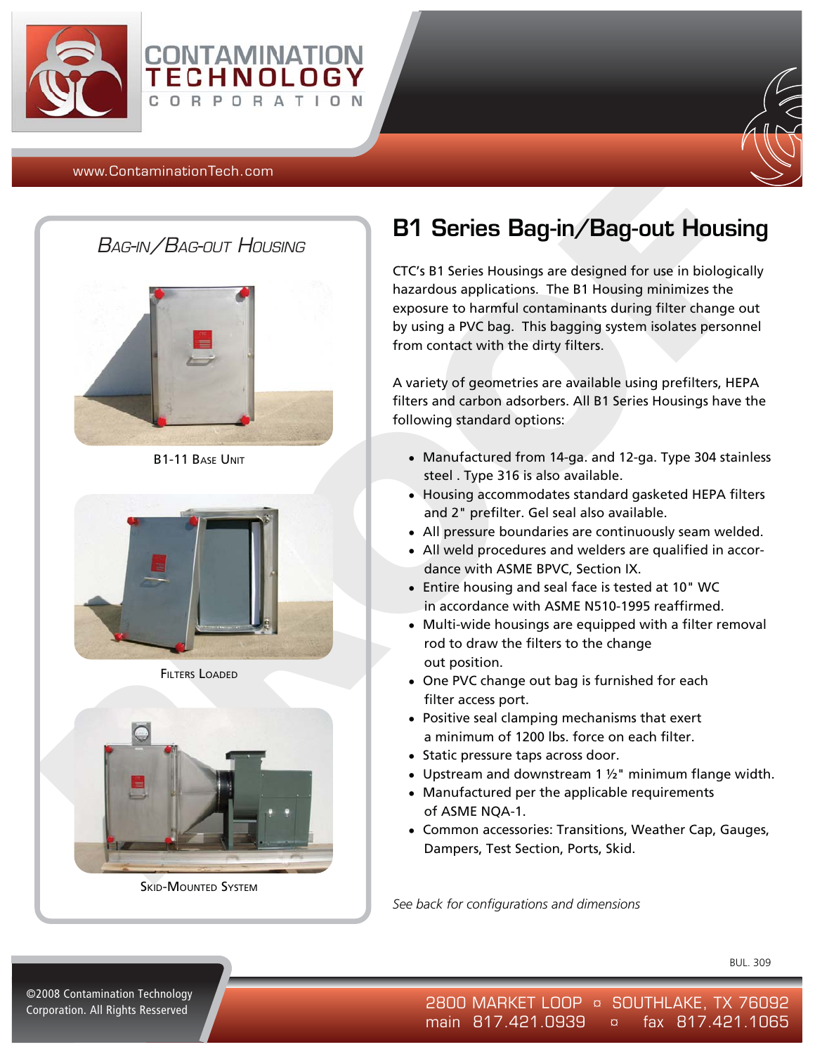CONTAMINATION TECHNOLOGY CORPORATION

www.ContaminationTech.com

## Bag-in/Bag-out Housing

B1-11 Base Unit

Filters Loaded

Skid-Mounted System

# B1 Series Bag-in/Bag-out Housing

CTC's B1 Series Housings are designed for use in biologically hazardous applications. The B1 Housing minimizes the exposure to harmful contaminants during filter change out by using a PVC bag. This bagging system isolates personnel from contact with the dirty filters.

A variety of geometries are available using prefilters, HEPA filters and carbon adsorbers. All B1 Series Housings have the following standard options:

- Manufactured from 14-ga. and 12-ga. Type 304 stainless steel . Type 316 is also available.
- Housing accommodates standard gasketed HEPA filters and 2" prefilter. Gel seal also available.
- All pressure boundaries are continuously seam welded.
- All weld procedures and welders are qualified in accordance with ASME BPVC, Section IX.
- Entire housing and seal face is tested at 10" WC in accordance with ASME N510-1995 reaffirmed.
- Multi-wide housings are equipped with a filter removal rod to draw the filters to the change out position.
- One PVC change out bag is furnished for each filter access port.
- Positive seal clamping mechanisms that exert a minimum of 1200 lbs. force on each filter.
- Static pressure taps across door.
- Upstream and downstream 1 ½" minimum flange width.
- Manufactured per the applicable requirements of ASME NQA-1.
- Common accessories: Transitions, Weather Cap, Gauges, Dampers, Test Section, Ports, Skid.

*See back for configurations and dimensions*

BUL. 309

©2008 Contamination Technology Corporation. All Rights Reserved

2800 MARKET LOOP ¤ SOUTHLAKE, TX 76092
main 817.421.0939 ¤ fax 817.421.1065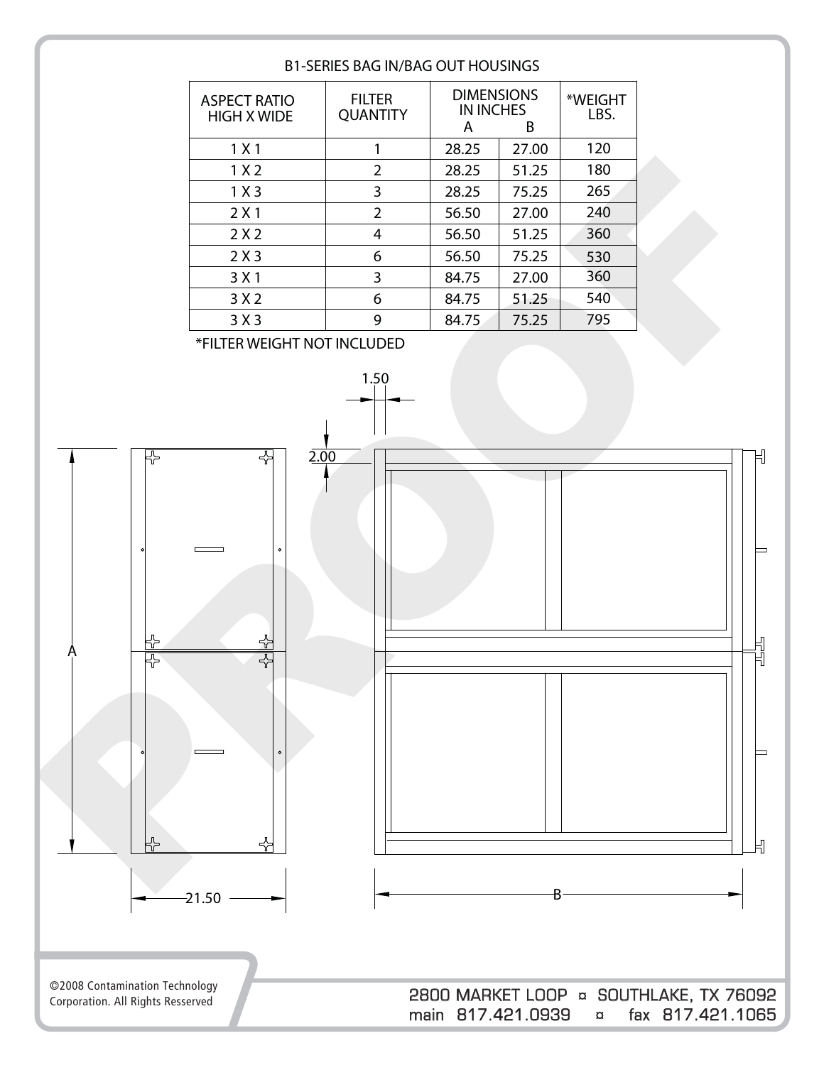B1-SERIES BAG IN/BAG OUT HOUSINGS

| ASPECT RATIO HIGH X WIDE | FILTER QUANTITY | DIMENSIONS IN INCHES A | B | *WEIGHT LBS. |
|---|---|---|---|---|
| 1 X 1 | 1 | 28.25 | 27.00 | 120 |
| 1 X 2 | 2 | 28.25 | 51.25 | 180 |
| 1 X 3 | 3 | 28.25 | 75.25 | 265 |
| 2 X 1 | 2 | 56.50 | 27.00 | 240 |
| 2 X 2 | 4 | 56.50 | 51.25 | 360 |
| 2 X 3 | 6 | 56.50 | 75.25 | 530 |
| 3 X 1 | 3 | 84.75 | 27.00 | 360 |
| 3 X 2 | 6 | 84.75 | 51.25 | 540 |
| 3 X 3 | 9 | 84.75 | 75.25 | 795 |

*FILTER WEIGHT NOT INCLUDED

1.50

2.00

A

21.50

B

PROOF

©2008 Contamination Technology Corporation. All Rights Resserved

2800 MARKET LOOP ¤ SOUTHLAKE, TX 76092
main 817.421.0939 ¤ fax 817.421.1065